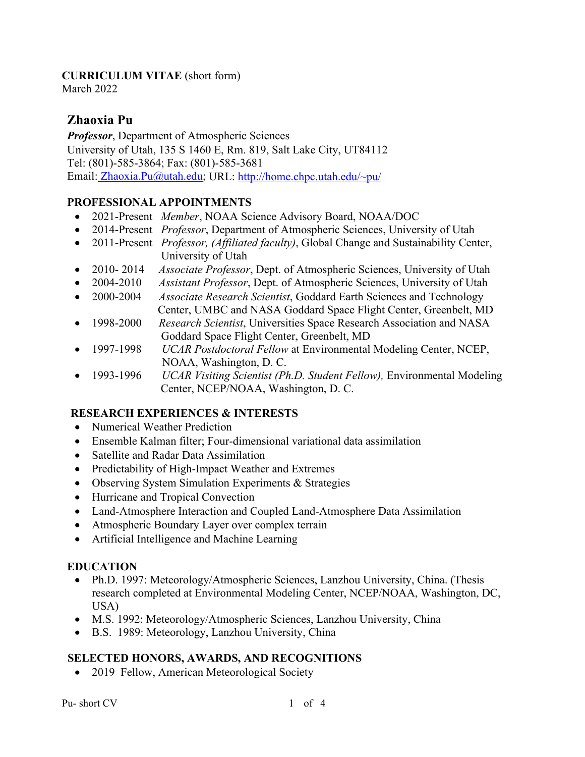**CURRICULUM VITAE** (short form)
March 2022

# Zhaoxia Pu

***Professor***, Department of Atmospheric Sciences
University of Utah, 135 S 1460 E, Rm. 819, Salt Lake City, UT84112
Tel: (801)-585-3864; Fax: (801)-585-3681
Email: Zhaoxia.Pu@utah.edu; URL: http://home.chpc.utah.edu/~pu/

## PROFESSIONAL APPOINTMENTS

- 2021-Present *Member*, NOAA Science Advisory Board, NOAA/DOC
- 2014-Present *Professor*, Department of Atmospheric Sciences, University of Utah
- 2011-Present *Professor, (Affiliated faculty)*, Global Change and Sustainability Center, University of Utah
- 2010- 2014 *Associate Professor*, Dept. of Atmospheric Sciences, University of Utah
- 2004-2010 *Assistant Professor*, Dept. of Atmospheric Sciences, University of Utah
- 2000-2004 *Associate Research Scientist*, Goddard Earth Sciences and Technology Center, UMBC and NASA Goddard Space Flight Center, Greenbelt, MD
- 1998-2000 *Research Scientist*, Universities Space Research Association and NASA Goddard Space Flight Center, Greenbelt, MD
- 1997-1998 *UCAR Postdoctoral Fellow* at Environmental Modeling Center, NCEP, NOAA, Washington, D. C.
- 1993-1996 *UCAR Visiting Scientist (Ph.D. Student Fellow),* Environmental Modeling Center, NCEP/NOAA, Washington, D. C.

## RESEARCH EXPERIENCES & INTERESTS

- Numerical Weather Prediction
- Ensemble Kalman filter; Four-dimensional variational data assimilation
- Satellite and Radar Data Assimilation
- Predictability of High-Impact Weather and Extremes
- Observing System Simulation Experiments & Strategies
- Hurricane and Tropical Convection
- Land-Atmosphere Interaction and Coupled Land-Atmosphere Data Assimilation
- Atmospheric Boundary Layer over complex terrain
- Artificial Intelligence and Machine Learning

## EDUCATION

- Ph.D. 1997: Meteorology/Atmospheric Sciences, Lanzhou University, China. (Thesis research completed at Environmental Modeling Center, NCEP/NOAA, Washington, DC, USA)
- M.S. 1992: Meteorology/Atmospheric Sciences, Lanzhou University, China
- B.S. 1989: Meteorology, Lanzhou University, China

## SELECTED HONORS, AWARDS, AND RECOGNITIONS

- 2019 Fellow, American Meteorological Society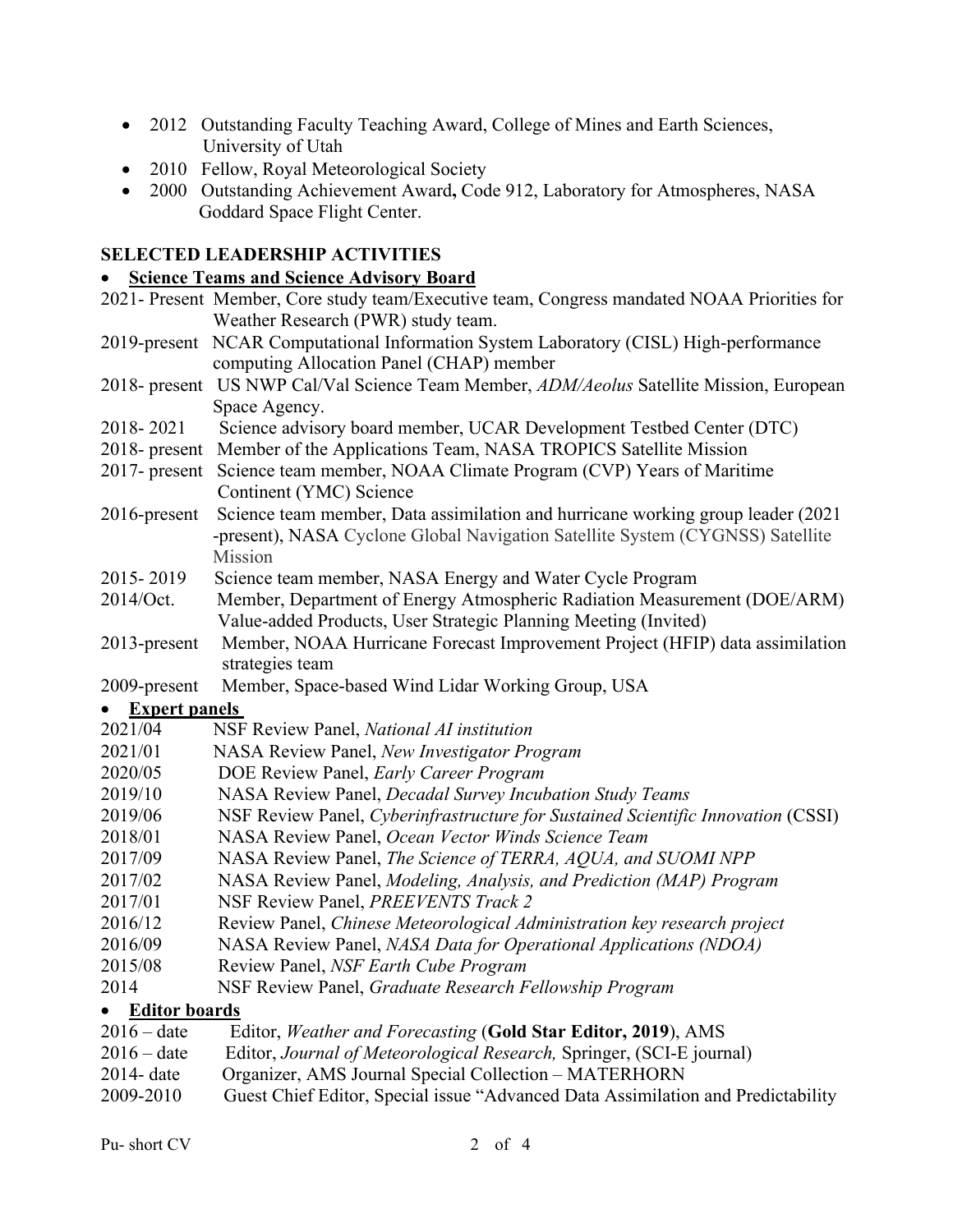- 2012 Outstanding Faculty Teaching Award, College of Mines and Earth Sciences, University of Utah
- 2010 Fellow, Royal Meteorological Society
- 2000 Outstanding Achievement Award**,** Code 912, Laboratory for Atmospheres, NASA Goddard Space Flight Center.

## SELECTED LEADERSHIP ACTIVITIES

- **Science Teams and Science Advisory Board**

2021- Present Member, Core study team/Executive team, Congress mandated NOAA Priorities for Weather Research (PWR) study team.

2019-present NCAR Computational Information System Laboratory (CISL) High-performance computing Allocation Panel (CHAP) member

2018- present US NWP Cal/Val Science Team Member, *ADM/Aeolus* Satellite Mission, European Space Agency.

2018- 2021 Science advisory board member, UCAR Development Testbed Center (DTC)

2018- present Member of the Applications Team, NASA TROPICS Satellite Mission

2017- present Science team member, NOAA Climate Program (CVP) Years of Maritime Continent (YMC) Science

2016-present Science team member, Data assimilation and hurricane working group leader (2021 -present), NASA Cyclone Global Navigation Satellite System (CYGNSS) Satellite Mission

2015- 2019 Science team member, NASA Energy and Water Cycle Program

2014/Oct. Member, Department of Energy Atmospheric Radiation Measurement (DOE/ARM) Value-added Products, User Strategic Planning Meeting (Invited)

2013-present Member, NOAA Hurricane Forecast Improvement Project (HFIP) data assimilation strategies team

2009-present Member, Space-based Wind Lidar Working Group, USA

- **Expert panels**

2021/04 NSF Review Panel, *National AI institution*

2021/01 NASA Review Panel, *New Investigator Program*

2020/05 DOE Review Panel, *Early Career Program*

2019/10 NASA Review Panel, *Decadal Survey Incubation Study Teams*

2019/06 NSF Review Panel, *Cyberinfrastructure for Sustained Scientific Innovation* (CSSI)

2018/01 NASA Review Panel, *Ocean Vector Winds Science Team*

2017/09 NASA Review Panel, *The Science of TERRA, AQUA, and SUOMI NPP*

2017/02 NASA Review Panel, *Modeling, Analysis, and Prediction (MAP) Program*

2017/01 NSF Review Panel, *PREEVENTS Track 2*

2016/12 Review Panel, *Chinese Meteorological Administration key research project*

2016/09 NASA Review Panel, *NASA Data for Operational Applications (NDOA)*

2015/08 Review Panel, *NSF Earth Cube Program*

2014 NSF Review Panel, *Graduate Research Fellowship Program*

- **Editor boards**

2016 – date Editor, *Weather and Forecasting* (**Gold Star Editor, 2019**), AMS

2016 – date Editor, *Journal of Meteorological Research,* Springer, (SCI-E journal)

2014- date Organizer, AMS Journal Special Collection – MATERHORN

2009-2010 Guest Chief Editor, Special issue "Advanced Data Assimilation and Predictability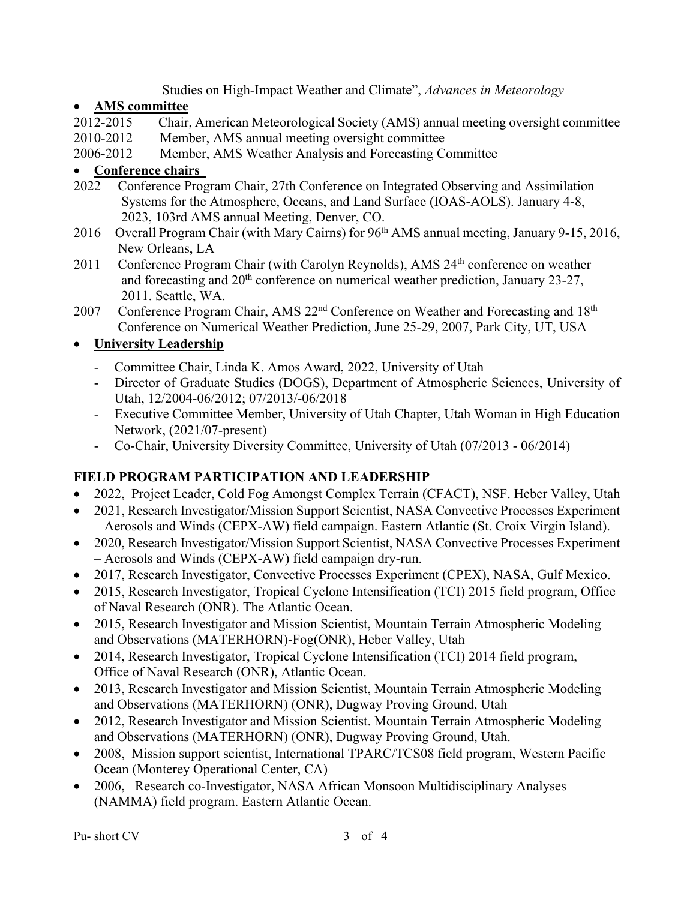Studies on High-Impact Weather and Climate", *Advances in Meteorology*

- **AMS committee**

2012-2015 Chair, American Meteorological Society (AMS) annual meeting oversight committee
2010-2012 Member, AMS annual meeting oversight committee
2006-2012 Member, AMS Weather Analysis and Forecasting Committee

- **Conference chairs**

2022 Conference Program Chair, 27th Conference on Integrated Observing and Assimilation Systems for the Atmosphere, Oceans, and Land Surface (IOAS-AOLS). January 4-8, 2023, 103rd AMS annual Meeting, Denver, CO.
2016 Overall Program Chair (with Mary Cairns) for 96th AMS annual meeting, January 9-15, 2016, New Orleans, LA
2011 Conference Program Chair (with Carolyn Reynolds), AMS 24th conference on weather and forecasting and 20th conference on numerical weather prediction, January 23-27, 2011. Seattle, WA.
2007 Conference Program Chair, AMS 22nd Conference on Weather and Forecasting and 18th Conference on Numerical Weather Prediction, June 25-29, 2007, Park City, UT, USA

- **University Leadership**
  - Committee Chair, Linda K. Amos Award, 2022, University of Utah
  - Director of Graduate Studies (DOGS), Department of Atmospheric Sciences, University of Utah, 12/2004-06/2012; 07/2013/-06/2018
  - Executive Committee Member, University of Utah Chapter, Utah Woman in High Education Network, (2021/07-present)
  - Co-Chair, University Diversity Committee, University of Utah (07/2013 - 06/2014)

## FIELD PROGRAM PARTICIPATION AND LEADERSHIP

- 2022, Project Leader, Cold Fog Amongst Complex Terrain (CFACT), NSF. Heber Valley, Utah
- 2021, Research Investigator/Mission Support Scientist, NASA Convective Processes Experiment – Aerosols and Winds (CEPX-AW) field campaign. Eastern Atlantic (St. Croix Virgin Island).
- 2020, Research Investigator/Mission Support Scientist, NASA Convective Processes Experiment – Aerosols and Winds (CEPX-AW) field campaign dry-run.
- 2017, Research Investigator, Convective Processes Experiment (CPEX), NASA, Gulf Mexico.
- 2015, Research Investigator, Tropical Cyclone Intensification (TCI) 2015 field program, Office of Naval Research (ONR). The Atlantic Ocean.
- 2015, Research Investigator and Mission Scientist, Mountain Terrain Atmospheric Modeling and Observations (MATERHORN)-Fog(ONR), Heber Valley, Utah
- 2014, Research Investigator, Tropical Cyclone Intensification (TCI) 2014 field program, Office of Naval Research (ONR), Atlantic Ocean.
- 2013, Research Investigator and Mission Scientist, Mountain Terrain Atmospheric Modeling and Observations (MATERHORN) (ONR), Dugway Proving Ground, Utah
- 2012, Research Investigator and Mission Scientist. Mountain Terrain Atmospheric Modeling and Observations (MATERHORN) (ONR), Dugway Proving Ground, Utah.
- 2008, Mission support scientist, International TPARC/TCS08 field program, Western Pacific Ocean (Monterey Operational Center, CA)
- 2006, Research co-Investigator, NASA African Monsoon Multidisciplinary Analyses (NAMMA) field program. Eastern Atlantic Ocean.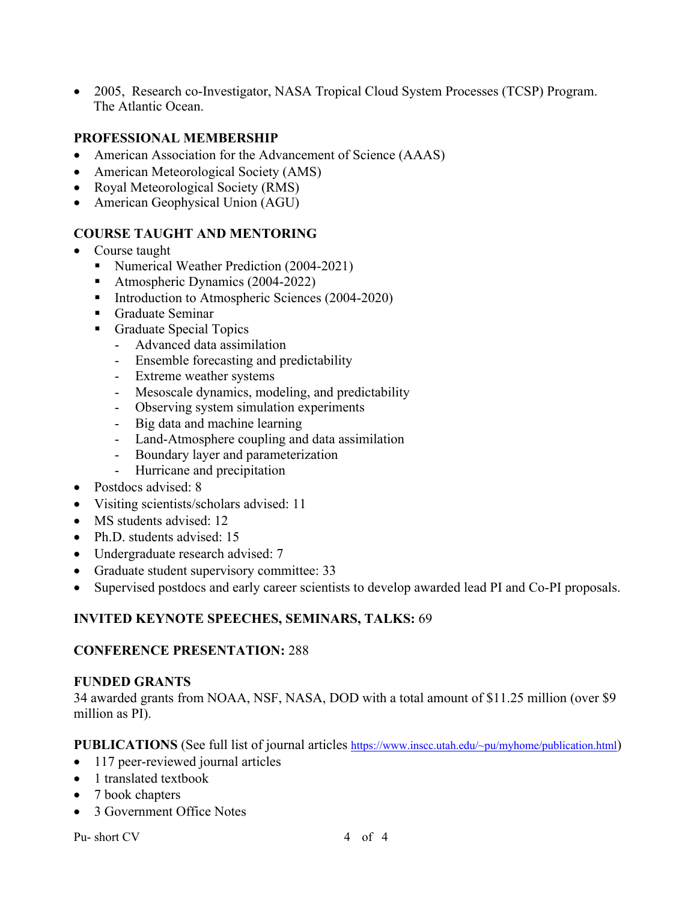- 2005, Research co-Investigator, NASA Tropical Cloud System Processes (TCSP) Program. The Atlantic Ocean.

## PROFESSIONAL MEMBERSHIP

- American Association for the Advancement of Science (AAAS)
- American Meteorological Society (AMS)
- Royal Meteorological Society (RMS)
- American Geophysical Union (AGU)

## COURSE TAUGHT AND MENTORING

- Course taught
  - Numerical Weather Prediction (2004-2021)
  - Atmospheric Dynamics (2004-2022)
  - Introduction to Atmospheric Sciences (2004-2020)
  - Graduate Seminar
  - Graduate Special Topics
    - Advanced data assimilation
    - Ensemble forecasting and predictability
    - Extreme weather systems
    - Mesoscale dynamics, modeling, and predictability
    - Observing system simulation experiments
    - Big data and machine learning
    - Land-Atmosphere coupling and data assimilation
    - Boundary layer and parameterization
    - Hurricane and precipitation
- Postdocs advised: 8
- Visiting scientists/scholars advised: 11
- MS students advised: 12
- Ph.D. students advised: 15
- Undergraduate research advised: 7
- Graduate student supervisory committee: 33
- Supervised postdocs and early career scientists to develop awarded lead PI and Co-PI proposals.

**INVITED KEYNOTE SPEECHES, SEMINARS, TALKS:** 69

**CONFERENCE PRESENTATION:** 288

## FUNDED GRANTS

34 awarded grants from NOAA, NSF, NASA, DOD with a total amount of $11.25 million (over $9 million as PI).

**PUBLICATIONS** (See full list of journal articles https://www.inscc.utah.edu/~pu/myhome/publication.html)

- 117 peer-reviewed journal articles
- 1 translated textbook
- 7 book chapters
- 3 Government Office Notes